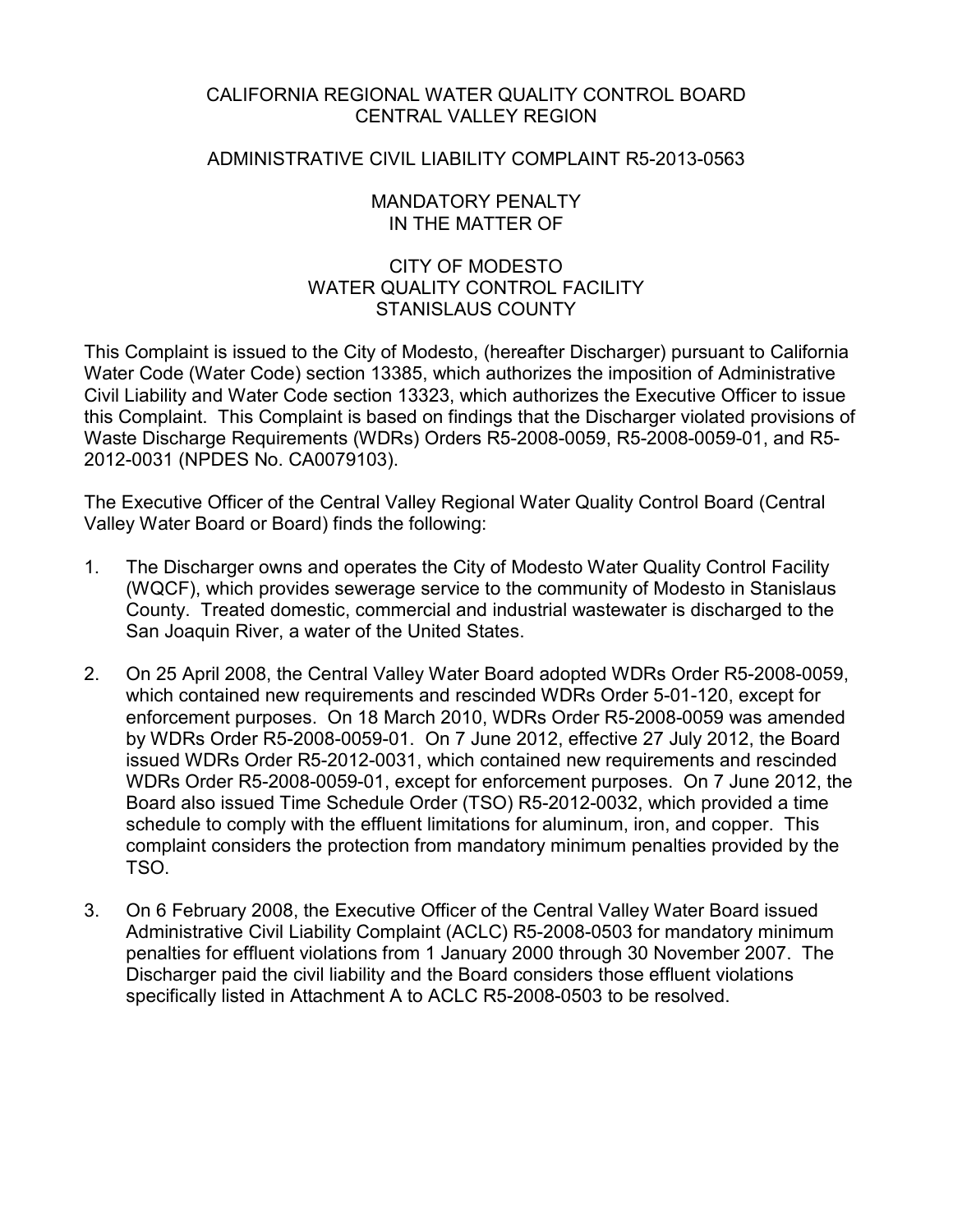CALIFORNIA REGIONAL WATER QUALITY CONTROL BOARD
CENTRAL VALLEY REGION

ADMINISTRATIVE CIVIL LIABILITY COMPLAINT R5-2013-0563

MANDATORY PENALTY
IN THE MATTER OF

CITY OF MODESTO
WATER QUALITY CONTROL FACILITY
STANISLAUS COUNTY

This Complaint is issued to the City of Modesto, (hereafter Discharger) pursuant to California Water Code (Water Code) section 13385, which authorizes the imposition of Administrative Civil Liability and Water Code section 13323, which authorizes the Executive Officer to issue this Complaint. This Complaint is based on findings that the Discharger violated provisions of Waste Discharge Requirements (WDRs) Orders R5-2008-0059, R5-2008-0059-01, and R5-2012-0031 (NPDES No. CA0079103).

The Executive Officer of the Central Valley Regional Water Quality Control Board (Central Valley Water Board or Board) finds the following:

1. The Discharger owns and operates the City of Modesto Water Quality Control Facility (WQCF), which provides sewerage service to the community of Modesto in Stanislaus County. Treated domestic, commercial and industrial wastewater is discharged to the San Joaquin River, a water of the United States.

2. On 25 April 2008, the Central Valley Water Board adopted WDRs Order R5-2008-0059, which contained new requirements and rescinded WDRs Order 5-01-120, except for enforcement purposes. On 18 March 2010, WDRs Order R5-2008-0059 was amended by WDRs Order R5-2008-0059-01. On 7 June 2012, effective 27 July 2012, the Board issued WDRs Order R5-2012-0031, which contained new requirements and rescinded WDRs Order R5-2008-0059-01, except for enforcement purposes. On 7 June 2012, the Board also issued Time Schedule Order (TSO) R5-2012-0032, which provided a time schedule to comply with the effluent limitations for aluminum, iron, and copper. This complaint considers the protection from mandatory minimum penalties provided by the TSO.

3. On 6 February 2008, the Executive Officer of the Central Valley Water Board issued Administrative Civil Liability Complaint (ACLC) R5-2008-0503 for mandatory minimum penalties for effluent violations from 1 January 2000 through 30 November 2007. The Discharger paid the civil liability and the Board considers those effluent violations specifically listed in Attachment A to ACLC R5-2008-0503 to be resolved.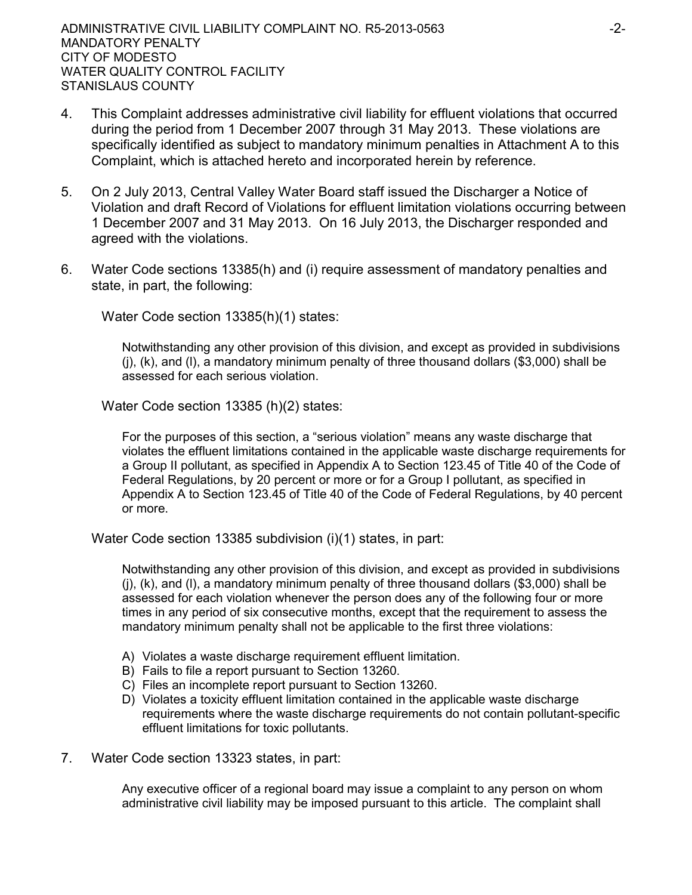4. This Complaint addresses administrative civil liability for effluent violations that occurred during the period from 1 December 2007 through 31 May 2013. These violations are specifically identified as subject to mandatory minimum penalties in Attachment A to this Complaint, which is attached hereto and incorporated herein by reference.

5. On 2 July 2013, Central Valley Water Board staff issued the Discharger a Notice of Violation and draft Record of Violations for effluent limitation violations occurring between 1 December 2007 and 31 May 2013. On 16 July 2013, the Discharger responded and agreed with the violations.

6. Water Code sections 13385(h) and (i) require assessment of mandatory penalties and state, in part, the following:

   Water Code section 13385(h)(1) states:

   > Notwithstanding any other provision of this division, and except as provided in subdivisions (j), (k), and (l), a mandatory minimum penalty of three thousand dollars ($3,000) shall be assessed for each serious violation.

   Water Code section 13385 (h)(2) states:

   > For the purposes of this section, a "serious violation" means any waste discharge that violates the effluent limitations contained in the applicable waste discharge requirements for a Group II pollutant, as specified in Appendix A to Section 123.45 of Title 40 of the Code of Federal Regulations, by 20 percent or more or for a Group I pollutant, as specified in Appendix A to Section 123.45 of Title 40 of the Code of Federal Regulations, by 40 percent or more.

   Water Code section 13385 subdivision (i)(1) states, in part:

   > Notwithstanding any other provision of this division, and except as provided in subdivisions (j), (k), and (l), a mandatory minimum penalty of three thousand dollars ($3,000) shall be assessed for each violation whenever the person does any of the following four or more times in any period of six consecutive months, except that the requirement to assess the mandatory minimum penalty shall not be applicable to the first three violations:
   >
   > A) Violates a waste discharge requirement effluent limitation.
   > B) Fails to file a report pursuant to Section 13260.
   > C) Files an incomplete report pursuant to Section 13260.
   > D) Violates a toxicity effluent limitation contained in the applicable waste discharge requirements where the waste discharge requirements do not contain pollutant-specific effluent limitations for toxic pollutants.

7. Water Code section 13323 states, in part:

   > Any executive officer of a regional board may issue a complaint to any person on whom administrative civil liability may be imposed pursuant to this article. The complaint shall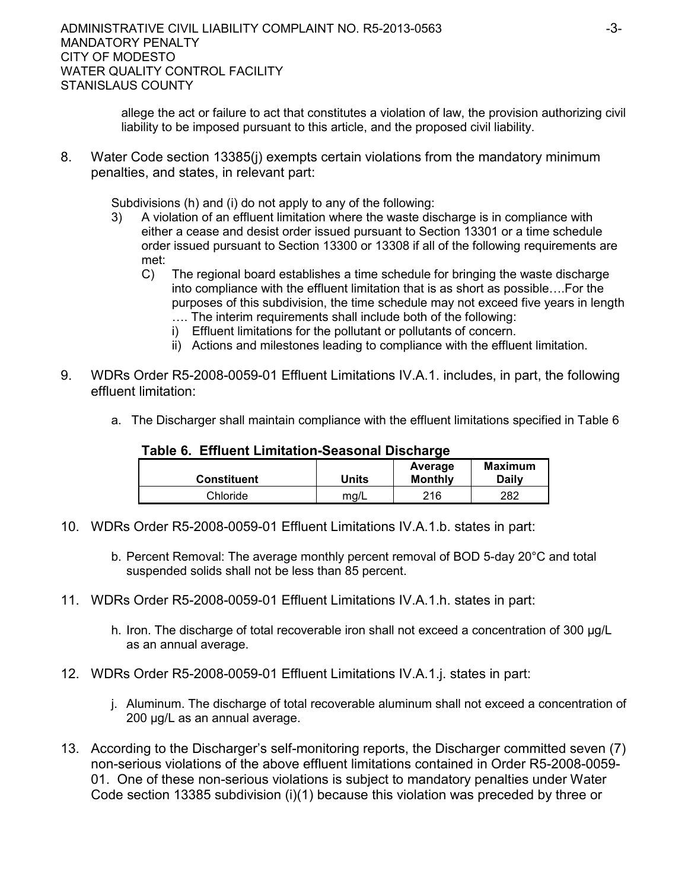allege the act or failure to act that constitutes a violation of law, the provision authorizing civil liability to be imposed pursuant to this article, and the proposed civil liability.

8. Water Code section 13385(j) exempts certain violations from the mandatory minimum penalties, and states, in relevant part:

   Subdivisions (h) and (i) do not apply to any of the following:

   3) A violation of an effluent limitation where the waste discharge is in compliance with either a cease and desist order issued pursuant to Section 13301 or a time schedule order issued pursuant to Section 13300 or 13308 if all of the following requirements are met:

      C) The regional board establishes a time schedule for bringing the waste discharge into compliance with the effluent limitation that is as short as possible….For the purposes of this subdivision, the time schedule may not exceed five years in length …. The interim requirements shall include both of the following:

         i) Effluent limitations for the pollutant or pollutants of concern.

         ii) Actions and milestones leading to compliance with the effluent limitation.

9. WDRs Order R5-2008-0059-01 Effluent Limitations IV.A.1. includes, in part, the following effluent limitation:

   a. The Discharger shall maintain compliance with the effluent limitations specified in Table 6

**Table 6. Effluent Limitation-Seasonal Discharge**

| Constituent | Units | Average Monthly | Maximum Daily |
|---|---|---|---|
| Chloride | mg/L | 216 | 282 |

10. WDRs Order R5-2008-0059-01 Effluent Limitations IV.A.1.b. states in part:

    b. Percent Removal: The average monthly percent removal of BOD 5-day 20°C and total suspended solids shall not be less than 85 percent.

11. WDRs Order R5-2008-0059-01 Effluent Limitations IV.A.1.h. states in part:

    h. Iron. The discharge of total recoverable iron shall not exceed a concentration of 300 µg/L as an annual average.

12. WDRs Order R5-2008-0059-01 Effluent Limitations IV.A.1.j. states in part:

    j. Aluminum. The discharge of total recoverable aluminum shall not exceed a concentration of 200 µg/L as an annual average.

13. According to the Discharger's self-monitoring reports, the Discharger committed seven (7) non-serious violations of the above effluent limitations contained in Order R5-2008-0059-01. One of these non-serious violations is subject to mandatory penalties under Water Code section 13385 subdivision (i)(1) because this violation was preceded by three or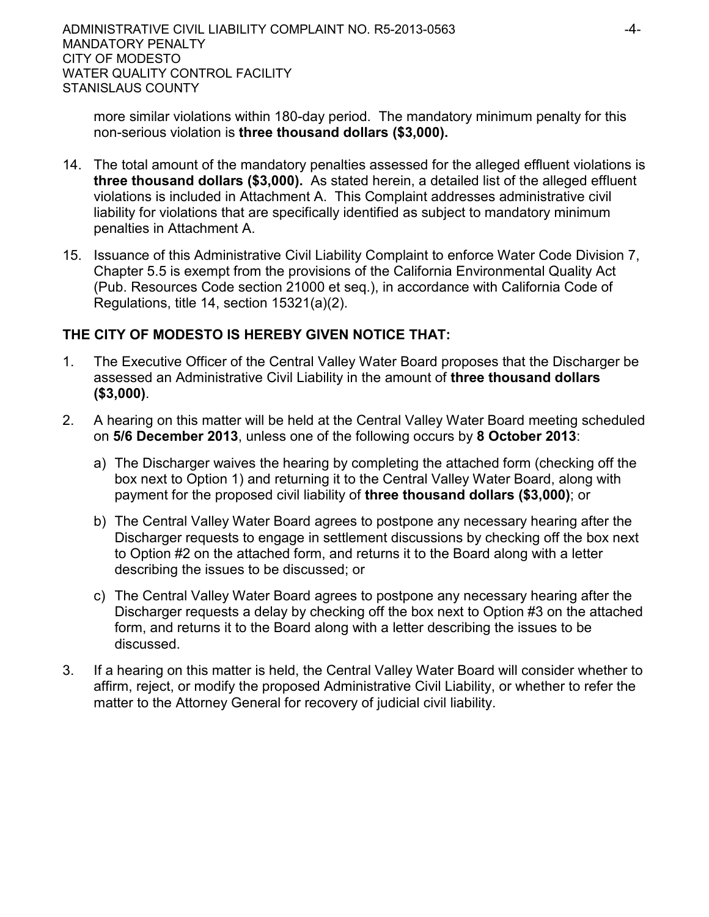more similar violations within 180-day period. The mandatory minimum penalty for this non-serious violation is **three thousand dollars ($3,000).**

14. The total amount of the mandatory penalties assessed for the alleged effluent violations is **three thousand dollars ($3,000).** As stated herein, a detailed list of the alleged effluent violations is included in Attachment A. This Complaint addresses administrative civil liability for violations that are specifically identified as subject to mandatory minimum penalties in Attachment A.

15. Issuance of this Administrative Civil Liability Complaint to enforce Water Code Division 7, Chapter 5.5 is exempt from the provisions of the California Environmental Quality Act (Pub. Resources Code section 21000 et seq.), in accordance with California Code of Regulations, title 14, section 15321(a)(2).

**THE CITY OF MODESTO IS HEREBY GIVEN NOTICE THAT:**

1. The Executive Officer of the Central Valley Water Board proposes that the Discharger be assessed an Administrative Civil Liability in the amount of **three thousand dollars ($3,000)**.

2. A hearing on this matter will be held at the Central Valley Water Board meeting scheduled on **5/6 December 2013**, unless one of the following occurs by **8 October 2013**:

   a) The Discharger waives the hearing by completing the attached form (checking off the box next to Option 1) and returning it to the Central Valley Water Board, along with payment for the proposed civil liability of **three thousand dollars ($3,000)**; or

   b) The Central Valley Water Board agrees to postpone any necessary hearing after the Discharger requests to engage in settlement discussions by checking off the box next to Option #2 on the attached form, and returns it to the Board along with a letter describing the issues to be discussed; or

   c) The Central Valley Water Board agrees to postpone any necessary hearing after the Discharger requests a delay by checking off the box next to Option #3 on the attached form, and returns it to the Board along with a letter describing the issues to be discussed.

3. If a hearing on this matter is held, the Central Valley Water Board will consider whether to affirm, reject, or modify the proposed Administrative Civil Liability, or whether to refer the matter to the Attorney General for recovery of judicial civil liability.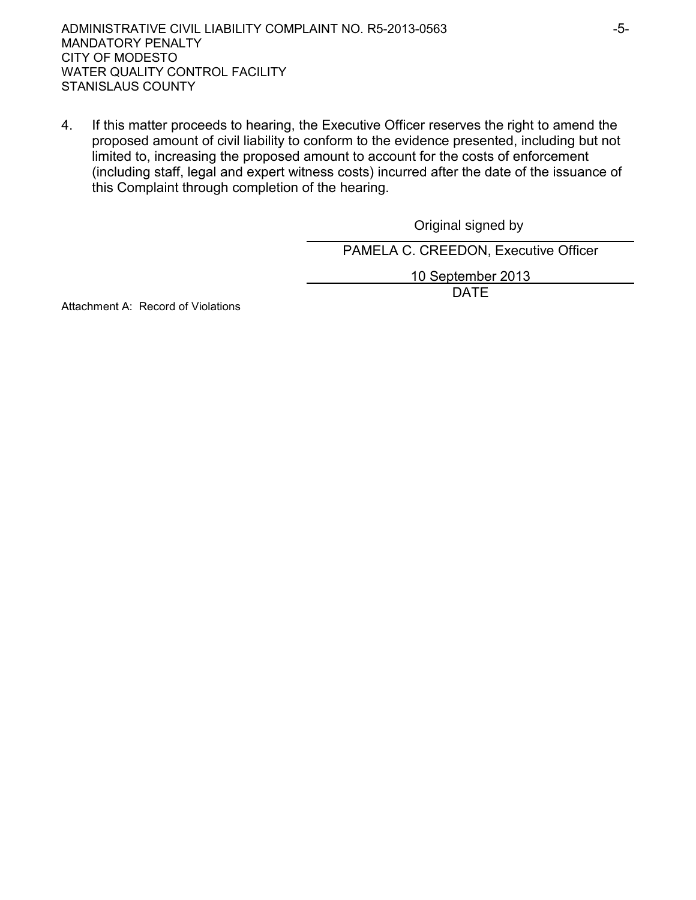4. If this matter proceeds to hearing, the Executive Officer reserves the right to amend the proposed amount of civil liability to conform to the evidence presented, including but not limited to, increasing the proposed amount to account for the costs of enforcement (including staff, legal and expert witness costs) incurred after the date of the issuance of this Complaint through completion of the hearing.

Original signed by

PAMELA C. CREEDON, Executive Officer

10 September 2013

DATE

Attachment A: Record of Violations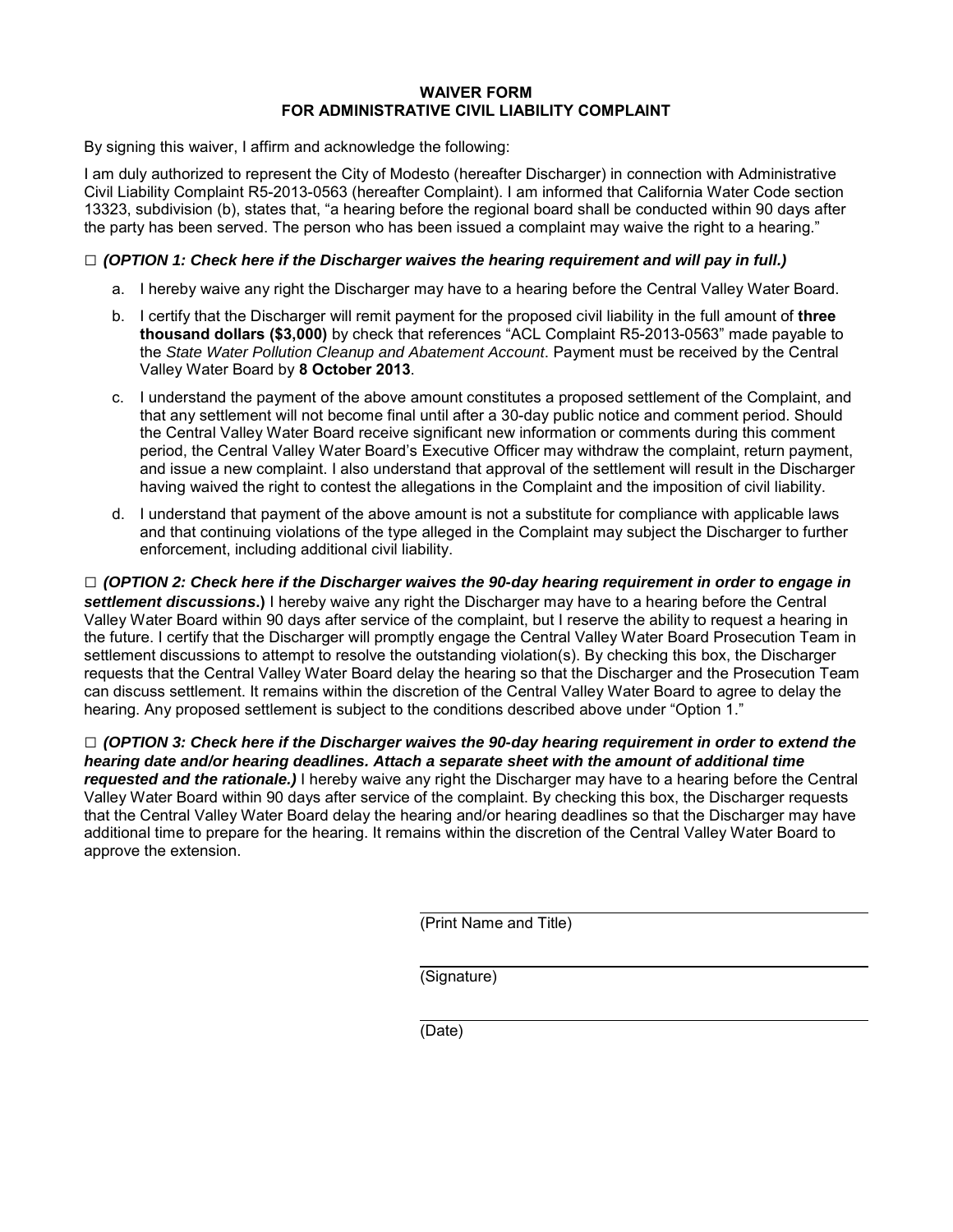# WAIVER FORM
## FOR ADMINISTRATIVE CIVIL LIABILITY COMPLAINT

By signing this waiver, I affirm and acknowledge the following:

I am duly authorized to represent the City of Modesto (hereafter Discharger) in connection with Administrative Civil Liability Complaint R5-2013-0563 (hereafter Complaint). I am informed that California Water Code section 13323, subdivision (b), states that, "a hearing before the regional board shall be conducted within 90 days after the party has been served. The person who has been issued a complaint may waive the right to a hearing."

□ ***(OPTION 1: Check here if the Discharger waives the hearing requirement and will pay in full.)***

a. I hereby waive any right the Discharger may have to a hearing before the Central Valley Water Board.

b. I certify that the Discharger will remit payment for the proposed civil liability in the full amount of **three thousand dollars ($3,000)** by check that references "ACL Complaint R5-2013-0563" made payable to the *State Water Pollution Cleanup and Abatement Account*. Payment must be received by the Central Valley Water Board by **8 October 2013**.

c. I understand the payment of the above amount constitutes a proposed settlement of the Complaint, and that any settlement will not become final until after a 30-day public notice and comment period. Should the Central Valley Water Board receive significant new information or comments during this comment period, the Central Valley Water Board's Executive Officer may withdraw the complaint, return payment, and issue a new complaint. I also understand that approval of the settlement will result in the Discharger having waived the right to contest the allegations in the Complaint and the imposition of civil liability.

d. I understand that payment of the above amount is not a substitute for compliance with applicable laws and that continuing violations of the type alleged in the Complaint may subject the Discharger to further enforcement, including additional civil liability.

□ ***(OPTION 2: Check here if the Discharger waives the 90-day hearing requirement in order to engage in settlement discussions.)*** I hereby waive any right the Discharger may have to a hearing before the Central Valley Water Board within 90 days after service of the complaint, but I reserve the ability to request a hearing in the future. I certify that the Discharger will promptly engage the Central Valley Water Board Prosecution Team in settlement discussions to attempt to resolve the outstanding violation(s). By checking this box, the Discharger requests that the Central Valley Water Board delay the hearing so that the Discharger and the Prosecution Team can discuss settlement. It remains within the discretion of the Central Valley Water Board to agree to delay the hearing. Any proposed settlement is subject to the conditions described above under "Option 1."

□ ***(OPTION 3: Check here if the Discharger waives the 90-day hearing requirement in order to extend the hearing date and/or hearing deadlines. Attach a separate sheet with the amount of additional time requested and the rationale.)*** I hereby waive any right the Discharger may have to a hearing before the Central Valley Water Board within 90 days after service of the complaint. By checking this box, the Discharger requests that the Central Valley Water Board delay the hearing and/or hearing deadlines so that the Discharger may have additional time to prepare for the hearing. It remains within the discretion of the Central Valley Water Board to approve the extension.

\_\_\_\_\_\_\_\_\_\_\_\_\_\_\_\_\_\_\_\_\_\_\_\_\_\_\_\_\_\_\_\_\_\_\_\_
(Print Name and Title)

\_\_\_\_\_\_\_\_\_\_\_\_\_\_\_\_\_\_\_\_\_\_\_\_\_\_\_\_\_\_\_\_\_\_\_\_
(Signature)

\_\_\_\_\_\_\_\_\_\_\_\_\_\_\_\_\_\_\_\_\_\_\_\_\_\_\_\_\_\_\_\_\_\_\_\_
(Date)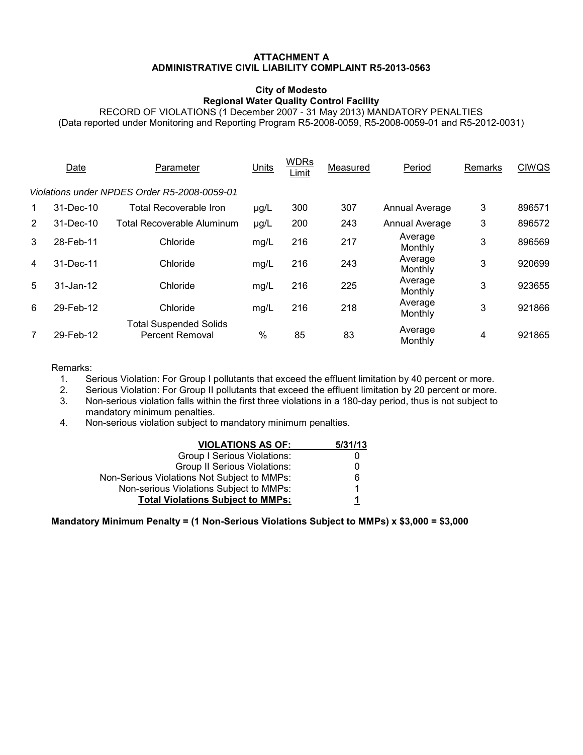**ATTACHMENT A**
**ADMINISTRATIVE CIVIL LIABILITY COMPLAINT R5-2013-0563**

**City of Modesto**
**Regional Water Quality Control Facility**
RECORD OF VIOLATIONS (1 December 2007 - 31 May 2013) MANDATORY PENALTIES
(Data reported under Monitoring and Reporting Program R5-2008-0059, R5-2008-0059-01 and R5-2012-0031)

| | Date | Parameter | Units | WDRs Limit | Measured | Period | Remarks | CIWQS |
|---|---|---|---|---|---|---|---|---|
| *Violations under NPDES Order R5-2008-0059-01* | | | | | | | | |
| 1 | 31-Dec-10 | Total Recoverable Iron | µg/L | 300 | 307 | Annual Average | 3 | 896571 |
| 2 | 31-Dec-10 | Total Recoverable Aluminum | µg/L | 200 | 243 | Annual Average | 3 | 896572 |
| 3 | 28-Feb-11 | Chloride | mg/L | 216 | 217 | Average Monthly | 3 | 896569 |
| 4 | 31-Dec-11 | Chloride | mg/L | 216 | 243 | Average Monthly | 3 | 920699 |
| 5 | 31-Jan-12 | Chloride | mg/L | 216 | 225 | Average Monthly | 3 | 923655 |
| 6 | 29-Feb-12 | Chloride | mg/L | 216 | 218 | Average Monthly | 3 | 921866 |
| 7 | 29-Feb-12 | Total Suspended Solids Percent Removal | % | 85 | 83 | Average Monthly | 4 | 921865 |

Remarks:

1. Serious Violation: For Group I pollutants that exceed the effluent limitation by 40 percent or more.
2. Serious Violation: For Group II pollutants that exceed the effluent limitation by 20 percent or more.
3. Non-serious violation falls within the first three violations in a 180-day period, thus is not subject to mandatory minimum penalties.
4. Non-serious violation subject to mandatory minimum penalties.

| **VIOLATIONS AS OF:** | **5/31/13** |
|---|---|
| Group I Serious Violations: | 0 |
| Group II Serious Violations: | 0 |
| Non-Serious Violations Not Subject to MMPs: | 6 |
| Non-serious Violations Subject to MMPs: | 1 |
| **Total Violations Subject to MMPs:** | **1** |

**Mandatory Minimum Penalty = (1 Non-Serious Violations Subject to MMPs) x $3,000 = $3,000**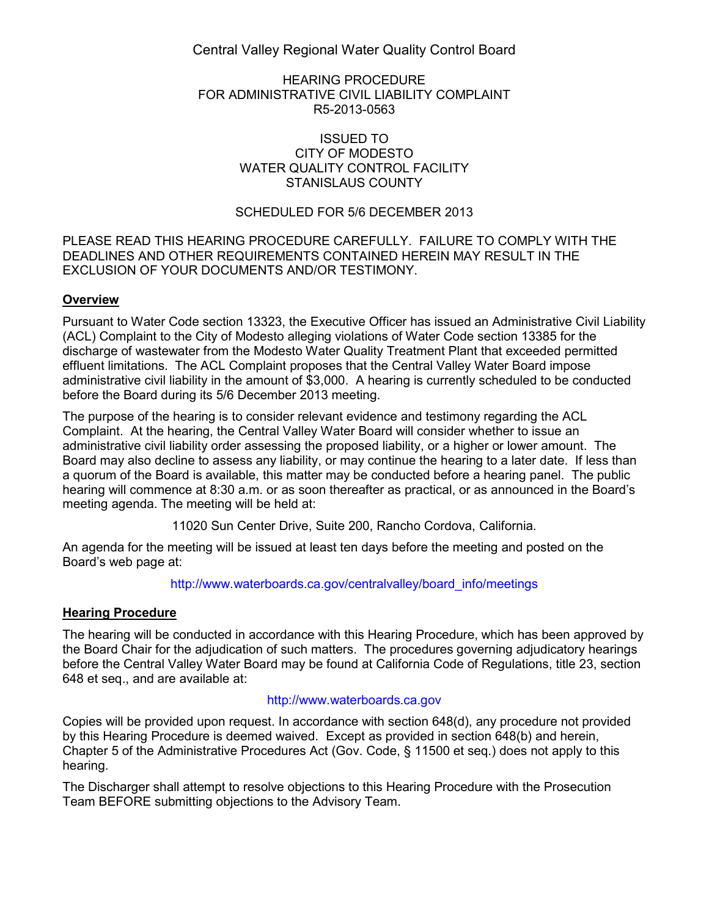Central Valley Regional Water Quality Control Board

HEARING PROCEDURE
FOR ADMINISTRATIVE CIVIL LIABILITY COMPLAINT
R5-2013-0563

ISSUED TO
CITY OF MODESTO
WATER QUALITY CONTROL FACILITY
STANISLAUS COUNTY

SCHEDULED FOR 5/6 DECEMBER 2013

PLEASE READ THIS HEARING PROCEDURE CAREFULLY. FAILURE TO COMPLY WITH THE DEADLINES AND OTHER REQUIREMENTS CONTAINED HEREIN MAY RESULT IN THE EXCLUSION OF YOUR DOCUMENTS AND/OR TESTIMONY.

## Overview

Pursuant to Water Code section 13323, the Executive Officer has issued an Administrative Civil Liability (ACL) Complaint to the City of Modesto alleging violations of Water Code section 13385 for the discharge of wastewater from the Modesto Water Quality Treatment Plant that exceeded permitted effluent limitations. The ACL Complaint proposes that the Central Valley Water Board impose administrative civil liability in the amount of $3,000. A hearing is currently scheduled to be conducted before the Board during its 5/6 December 2013 meeting.

The purpose of the hearing is to consider relevant evidence and testimony regarding the ACL Complaint. At the hearing, the Central Valley Water Board will consider whether to issue an administrative civil liability order assessing the proposed liability, or a higher or lower amount. The Board may also decline to assess any liability, or may continue the hearing to a later date. If less than a quorum of the Board is available, this matter may be conducted before a hearing panel. The public hearing will commence at 8:30 a.m. or as soon thereafter as practical, or as announced in the Board's meeting agenda. The meeting will be held at:

11020 Sun Center Drive, Suite 200, Rancho Cordova, California.

An agenda for the meeting will be issued at least ten days before the meeting and posted on the Board's web page at:

http://www.waterboards.ca.gov/centralvalley/board_info/meetings

## Hearing Procedure

The hearing will be conducted in accordance with this Hearing Procedure, which has been approved by the Board Chair for the adjudication of such matters. The procedures governing adjudicatory hearings before the Central Valley Water Board may be found at California Code of Regulations, title 23, section 648 et seq., and are available at:

http://www.waterboards.ca.gov

Copies will be provided upon request. In accordance with section 648(d), any procedure not provided by this Hearing Procedure is deemed waived. Except as provided in section 648(b) and herein, Chapter 5 of the Administrative Procedures Act (Gov. Code, § 11500 et seq.) does not apply to this hearing.

The Discharger shall attempt to resolve objections to this Hearing Procedure with the Prosecution Team BEFORE submitting objections to the Advisory Team.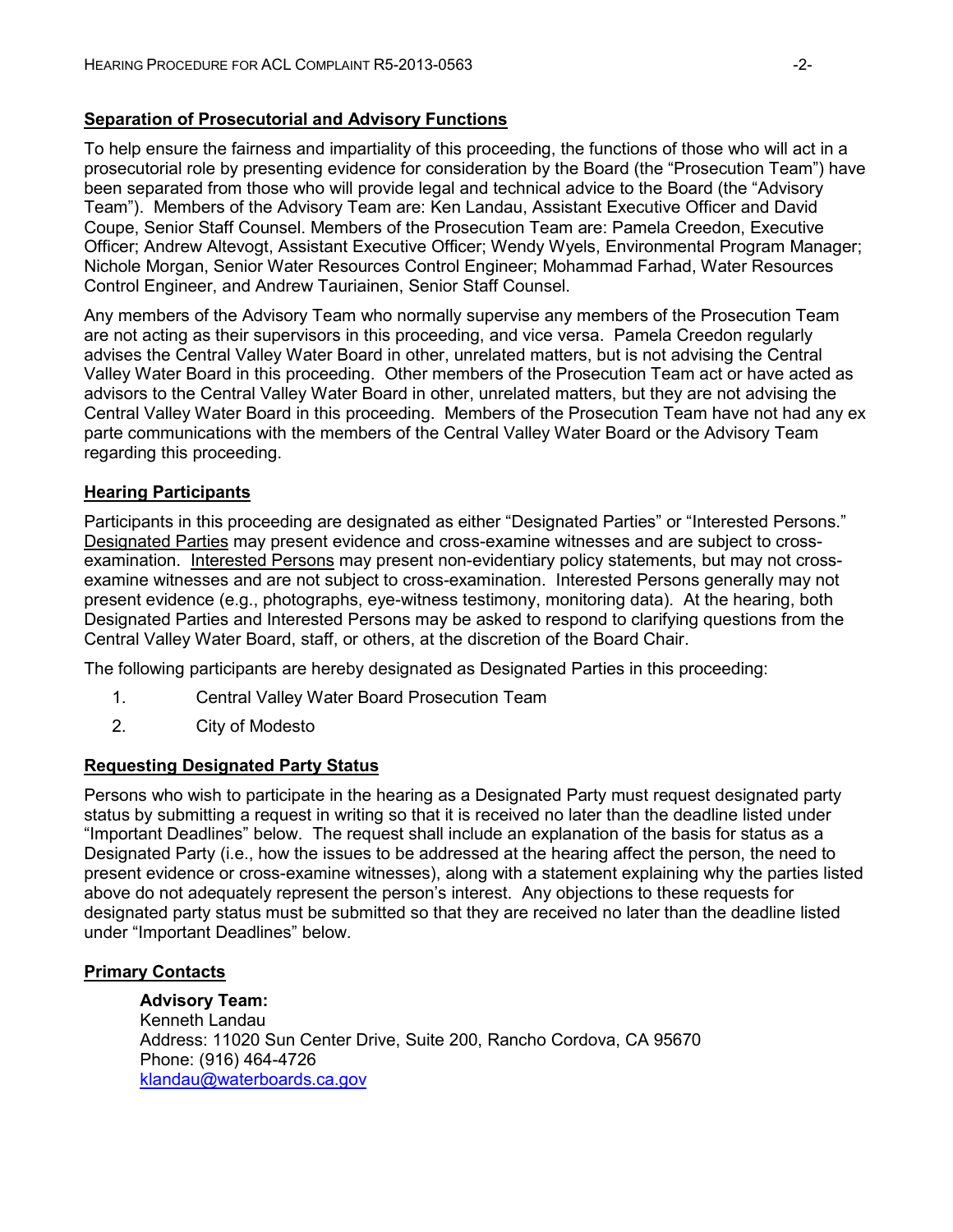## Separation of Prosecutorial and Advisory Functions

To help ensure the fairness and impartiality of this proceeding, the functions of those who will act in a prosecutorial role by presenting evidence for consideration by the Board (the "Prosecution Team") have been separated from those who will provide legal and technical advice to the Board (the "Advisory Team"). Members of the Advisory Team are: Ken Landau, Assistant Executive Officer and David Coupe, Senior Staff Counsel. Members of the Prosecution Team are: Pamela Creedon, Executive Officer; Andrew Altevogt, Assistant Executive Officer; Wendy Wyels, Environmental Program Manager; Nichole Morgan, Senior Water Resources Control Engineer; Mohammad Farhad, Water Resources Control Engineer, and Andrew Tauriainen, Senior Staff Counsel.

Any members of the Advisory Team who normally supervise any members of the Prosecution Team are not acting as their supervisors in this proceeding, and vice versa. Pamela Creedon regularly advises the Central Valley Water Board in other, unrelated matters, but is not advising the Central Valley Water Board in this proceeding. Other members of the Prosecution Team act or have acted as advisors to the Central Valley Water Board in other, unrelated matters, but they are not advising the Central Valley Water Board in this proceeding. Members of the Prosecution Team have not had any ex parte communications with the members of the Central Valley Water Board or the Advisory Team regarding this proceeding.

## Hearing Participants

Participants in this proceeding are designated as either "Designated Parties" or "Interested Persons." Designated Parties may present evidence and cross-examine witnesses and are subject to cross-examination. Interested Persons may present non-evidentiary policy statements, but may not cross-examine witnesses and are not subject to cross-examination. Interested Persons generally may not present evidence (e.g., photographs, eye-witness testimony, monitoring data). At the hearing, both Designated Parties and Interested Persons may be asked to respond to clarifying questions from the Central Valley Water Board, staff, or others, at the discretion of the Board Chair.

The following participants are hereby designated as Designated Parties in this proceeding:

1. Central Valley Water Board Prosecution Team
2. City of Modesto

## Requesting Designated Party Status

Persons who wish to participate in the hearing as a Designated Party must request designated party status by submitting a request in writing so that it is received no later than the deadline listed under "Important Deadlines" below. The request shall include an explanation of the basis for status as a Designated Party (i.e., how the issues to be addressed at the hearing affect the person, the need to present evidence or cross-examine witnesses), along with a statement explaining why the parties listed above do not adequately represent the person's interest. Any objections to these requests for designated party status must be submitted so that they are received no later than the deadline listed under "Important Deadlines" below.

## Primary Contacts

**Advisory Team:**
Kenneth Landau
Address: 11020 Sun Center Drive, Suite 200, Rancho Cordova, CA 95670
Phone: (916) 464-4726
klandau@waterboards.ca.gov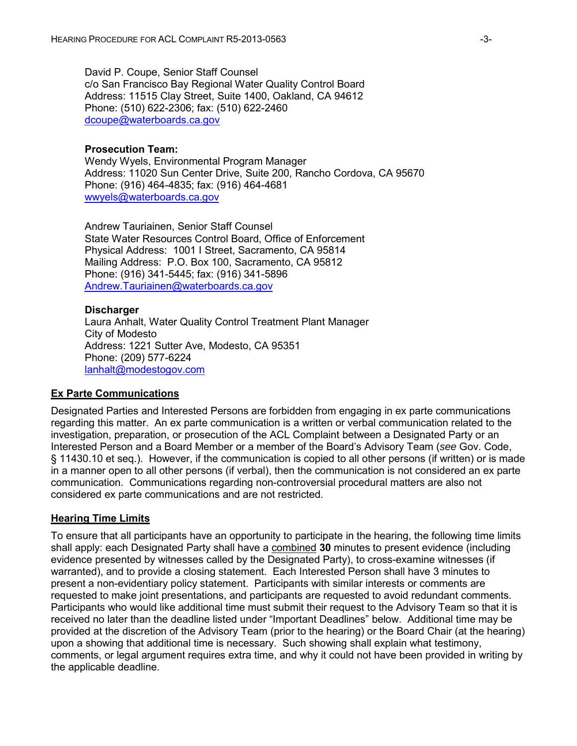David P. Coupe, Senior Staff Counsel
c/o San Francisco Bay Regional Water Quality Control Board
Address: 11515 Clay Street, Suite 1400, Oakland, CA 94612
Phone: (510) 622-2306; fax: (510) 622-2460
dcoupe@waterboards.ca.gov

**Prosecution Team:**
Wendy Wyels, Environmental Program Manager
Address: 11020 Sun Center Drive, Suite 200, Rancho Cordova, CA 95670
Phone: (916) 464-4835; fax: (916) 464-4681
wwyels@waterboards.ca.gov

Andrew Tauriainen, Senior Staff Counsel
State Water Resources Control Board, Office of Enforcement
Physical Address: 1001 I Street, Sacramento, CA 95814
Mailing Address: P.O. Box 100, Sacramento, CA 95812
Phone: (916) 341-5445; fax: (916) 341-5896
Andrew.Tauriainen@waterboards.ca.gov

**Discharger**
Laura Anhalt, Water Quality Control Treatment Plant Manager
City of Modesto
Address: 1221 Sutter Ave, Modesto, CA 95351
Phone: (209) 577-6224
lanhalt@modestogov.com

## Ex Parte Communications

Designated Parties and Interested Persons are forbidden from engaging in ex parte communications regarding this matter. An ex parte communication is a written or verbal communication related to the investigation, preparation, or prosecution of the ACL Complaint between a Designated Party or an Interested Person and a Board Member or a member of the Board's Advisory Team (*see* Gov. Code, § 11430.10 et seq.). However, if the communication is copied to all other persons (if written) or is made in a manner open to all other persons (if verbal), then the communication is not considered an ex parte communication. Communications regarding non-controversial procedural matters are also not considered ex parte communications and are not restricted.

## Hearing Time Limits

To ensure that all participants have an opportunity to participate in the hearing, the following time limits shall apply: each Designated Party shall have a combined **30** minutes to present evidence (including evidence presented by witnesses called by the Designated Party), to cross-examine witnesses (if warranted), and to provide a closing statement. Each Interested Person shall have 3 minutes to present a non-evidentiary policy statement. Participants with similar interests or comments are requested to make joint presentations, and participants are requested to avoid redundant comments. Participants who would like additional time must submit their request to the Advisory Team so that it is received no later than the deadline listed under "Important Deadlines" below. Additional time may be provided at the discretion of the Advisory Team (prior to the hearing) or the Board Chair (at the hearing) upon a showing that additional time is necessary. Such showing shall explain what testimony, comments, or legal argument requires extra time, and why it could not have been provided in writing by the applicable deadline.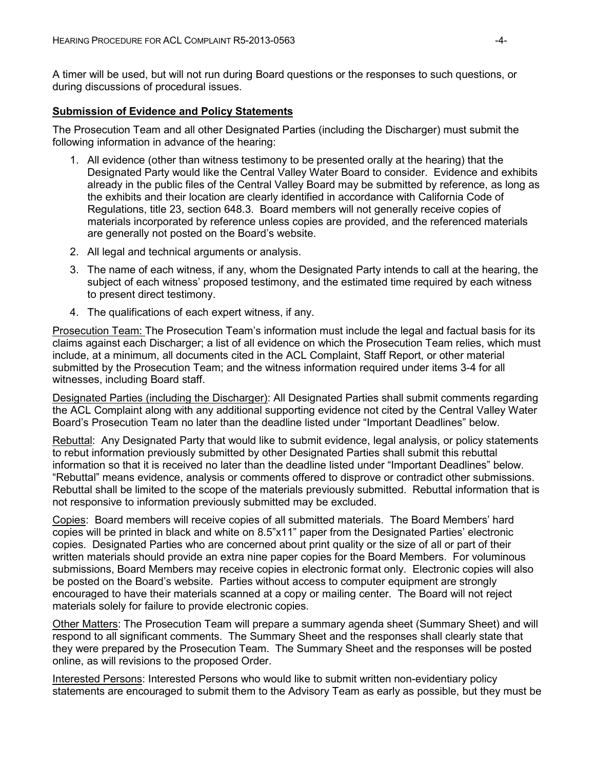A timer will be used, but will not run during Board questions or the responses to such questions, or during discussions of procedural issues.

**Submission of Evidence and Policy Statements**

The Prosecution Team and all other Designated Parties (including the Discharger) must submit the following information in advance of the hearing:

1. All evidence (other than witness testimony to be presented orally at the hearing) that the Designated Party would like the Central Valley Water Board to consider. Evidence and exhibits already in the public files of the Central Valley Board may be submitted by reference, as long as the exhibits and their location are clearly identified in accordance with California Code of Regulations, title 23, section 648.3. Board members will not generally receive copies of materials incorporated by reference unless copies are provided, and the referenced materials are generally not posted on the Board's website.
2. All legal and technical arguments or analysis.
3. The name of each witness, if any, whom the Designated Party intends to call at the hearing, the subject of each witness' proposed testimony, and the estimated time required by each witness to present direct testimony.
4. The qualifications of each expert witness, if any.

Prosecution Team: The Prosecution Team's information must include the legal and factual basis for its claims against each Discharger; a list of all evidence on which the Prosecution Team relies, which must include, at a minimum, all documents cited in the ACL Complaint, Staff Report, or other material submitted by the Prosecution Team; and the witness information required under items 3-4 for all witnesses, including Board staff.

Designated Parties (including the Discharger): All Designated Parties shall submit comments regarding the ACL Complaint along with any additional supporting evidence not cited by the Central Valley Water Board's Prosecution Team no later than the deadline listed under "Important Deadlines" below.

Rebuttal: Any Designated Party that would like to submit evidence, legal analysis, or policy statements to rebut information previously submitted by other Designated Parties shall submit this rebuttal information so that it is received no later than the deadline listed under "Important Deadlines" below. "Rebuttal" means evidence, analysis or comments offered to disprove or contradict other submissions. Rebuttal shall be limited to the scope of the materials previously submitted. Rebuttal information that is not responsive to information previously submitted may be excluded.

Copies: Board members will receive copies of all submitted materials. The Board Members' hard copies will be printed in black and white on 8.5"x11" paper from the Designated Parties' electronic copies. Designated Parties who are concerned about print quality or the size of all or part of their written materials should provide an extra nine paper copies for the Board Members. For voluminous submissions, Board Members may receive copies in electronic format only. Electronic copies will also be posted on the Board's website. Parties without access to computer equipment are strongly encouraged to have their materials scanned at a copy or mailing center. The Board will not reject materials solely for failure to provide electronic copies.

Other Matters: The Prosecution Team will prepare a summary agenda sheet (Summary Sheet) and will respond to all significant comments. The Summary Sheet and the responses shall clearly state that they were prepared by the Prosecution Team. The Summary Sheet and the responses will be posted online, as will revisions to the proposed Order.

Interested Persons: Interested Persons who would like to submit written non-evidentiary policy statements are encouraged to submit them to the Advisory Team as early as possible, but they must be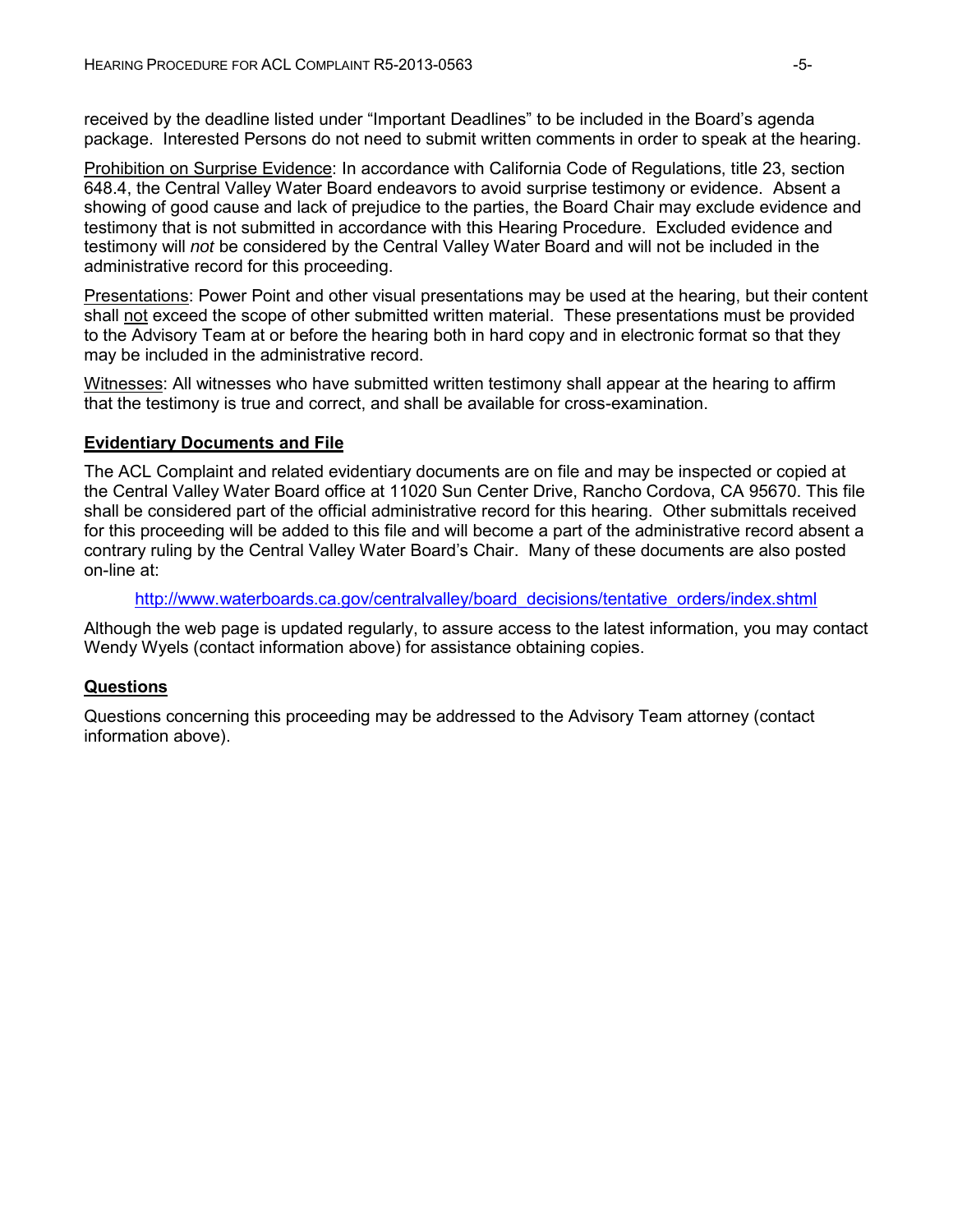received by the deadline listed under "Important Deadlines" to be included in the Board's agenda package. Interested Persons do not need to submit written comments in order to speak at the hearing.

Prohibition on Surprise Evidence: In accordance with California Code of Regulations, title 23, section 648.4, the Central Valley Water Board endeavors to avoid surprise testimony or evidence. Absent a showing of good cause and lack of prejudice to the parties, the Board Chair may exclude evidence and testimony that is not submitted in accordance with this Hearing Procedure. Excluded evidence and testimony will *not* be considered by the Central Valley Water Board and will not be included in the administrative record for this proceeding.

Presentations: Power Point and other visual presentations may be used at the hearing, but their content shall not exceed the scope of other submitted written material. These presentations must be provided to the Advisory Team at or before the hearing both in hard copy and in electronic format so that they may be included in the administrative record.

Witnesses: All witnesses who have submitted written testimony shall appear at the hearing to affirm that the testimony is true and correct, and shall be available for cross-examination.

**Evidentiary Documents and File**

The ACL Complaint and related evidentiary documents are on file and may be inspected or copied at the Central Valley Water Board office at 11020 Sun Center Drive, Rancho Cordova, CA 95670. This file shall be considered part of the official administrative record for this hearing. Other submittals received for this proceeding will be added to this file and will become a part of the administrative record absent a contrary ruling by the Central Valley Water Board's Chair. Many of these documents are also posted on-line at:

http://www.waterboards.ca.gov/centralvalley/board_decisions/tentative_orders/index.shtml

Although the web page is updated regularly, to assure access to the latest information, you may contact Wendy Wyels (contact information above) for assistance obtaining copies.

**Questions**

Questions concerning this proceeding may be addressed to the Advisory Team attorney (contact information above).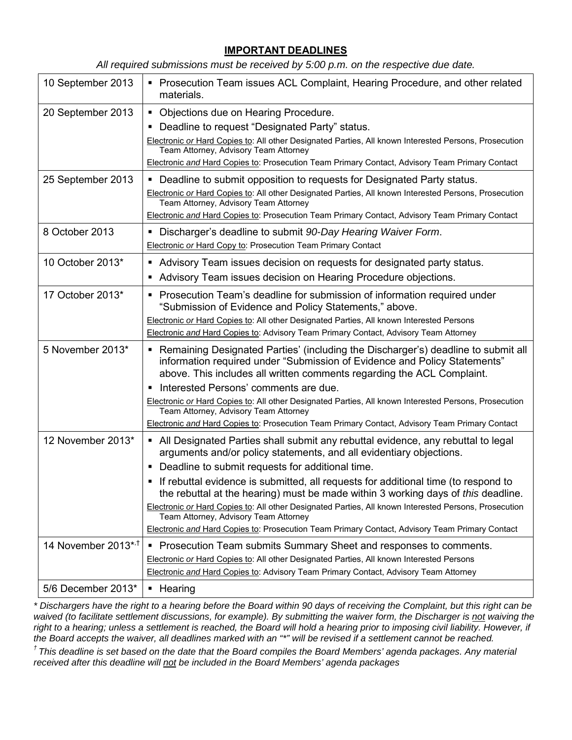**IMPORTANT DEADLINES**

*All required submissions must be received by 5:00 p.m. on the respective due date.*

| | |
|---|---|
| 10 September 2013 | ▪ Prosecution Team issues ACL Complaint, Hearing Procedure, and other related materials. |
| 20 September 2013 | ▪ Objections due on Hearing Procedure.<br>▪ Deadline to request "Designated Party" status.<br>Electronic *or* Hard Copies to: All other Designated Parties, All known Interested Persons, Prosecution Team Attorney, Advisory Team Attorney<br>Electronic *and* Hard Copies to: Prosecution Team Primary Contact, Advisory Team Primary Contact |
| 25 September 2013 | ▪ Deadline to submit opposition to requests for Designated Party status.<br>Electronic *or* Hard Copies to: All other Designated Parties, All known Interested Persons, Prosecution Team Attorney, Advisory Team Attorney<br>Electronic *and* Hard Copies to: Prosecution Team Primary Contact, Advisory Team Primary Contact |
| 8 October 2013 | ▪ Discharger's deadline to submit *90-Day Hearing Waiver Form*.<br>Electronic *or* Hard Copy to: Prosecution Team Primary Contact |
| 10 October 2013* | ▪ Advisory Team issues decision on requests for designated party status.<br>▪ Advisory Team issues decision on Hearing Procedure objections. |
| 17 October 2013* | ▪ Prosecution Team's deadline for submission of information required under "Submission of Evidence and Policy Statements," above.<br>Electronic *or* Hard Copies to: All other Designated Parties, All known Interested Persons<br>Electronic *and* Hard Copies to: Advisory Team Primary Contact, Advisory Team Attorney |
| 5 November 2013* | ▪ Remaining Designated Parties' (including the Discharger's) deadline to submit all information required under "Submission of Evidence and Policy Statements" above. This includes all written comments regarding the ACL Complaint.<br>▪ Interested Persons' comments are due.<br>Electronic *or* Hard Copies to: All other Designated Parties, All known Interested Persons, Prosecution Team Attorney, Advisory Team Attorney<br>Electronic *and* Hard Copies to: Prosecution Team Primary Contact, Advisory Team Primary Contact |
| 12 November 2013* | ▪ All Designated Parties shall submit any rebuttal evidence, any rebuttal to legal arguments and/or policy statements, and all evidentiary objections.<br>▪ Deadline to submit requests for additional time.<br>▪ If rebuttal evidence is submitted, all requests for additional time (to respond to the rebuttal at the hearing) must be made within 3 working days of *this* deadline.<br>Electronic *or* Hard Copies to: All other Designated Parties, All known Interested Persons, Prosecution Team Attorney, Advisory Team Attorney<br>Electronic *and* Hard Copies to: Prosecution Team Primary Contact, Advisory Team Primary Contact |
| 14 November 2013*,† | ▪ Prosecution Team submits Summary Sheet and responses to comments.<br>Electronic *or* Hard Copies to: All other Designated Parties, All known Interested Persons<br>Electronic *and* Hard Copies to: Advisory Team Primary Contact, Advisory Team Attorney |
| 5/6 December 2013* | ▪ Hearing |

*\* Dischargers have the right to a hearing before the Board within 90 days of receiving the Complaint, but this right can be waived (to facilitate settlement discussions, for example). By submitting the waiver form, the Discharger is not waiving the right to a hearing; unless a settlement is reached, the Board will hold a hearing prior to imposing civil liability. However, if the Board accepts the waiver, all deadlines marked with an "\*" will be revised if a settlement cannot be reached.*

*† This deadline is set based on the date that the Board compiles the Board Members' agenda packages. Any material received after this deadline will not be included in the Board Members' agenda packages*